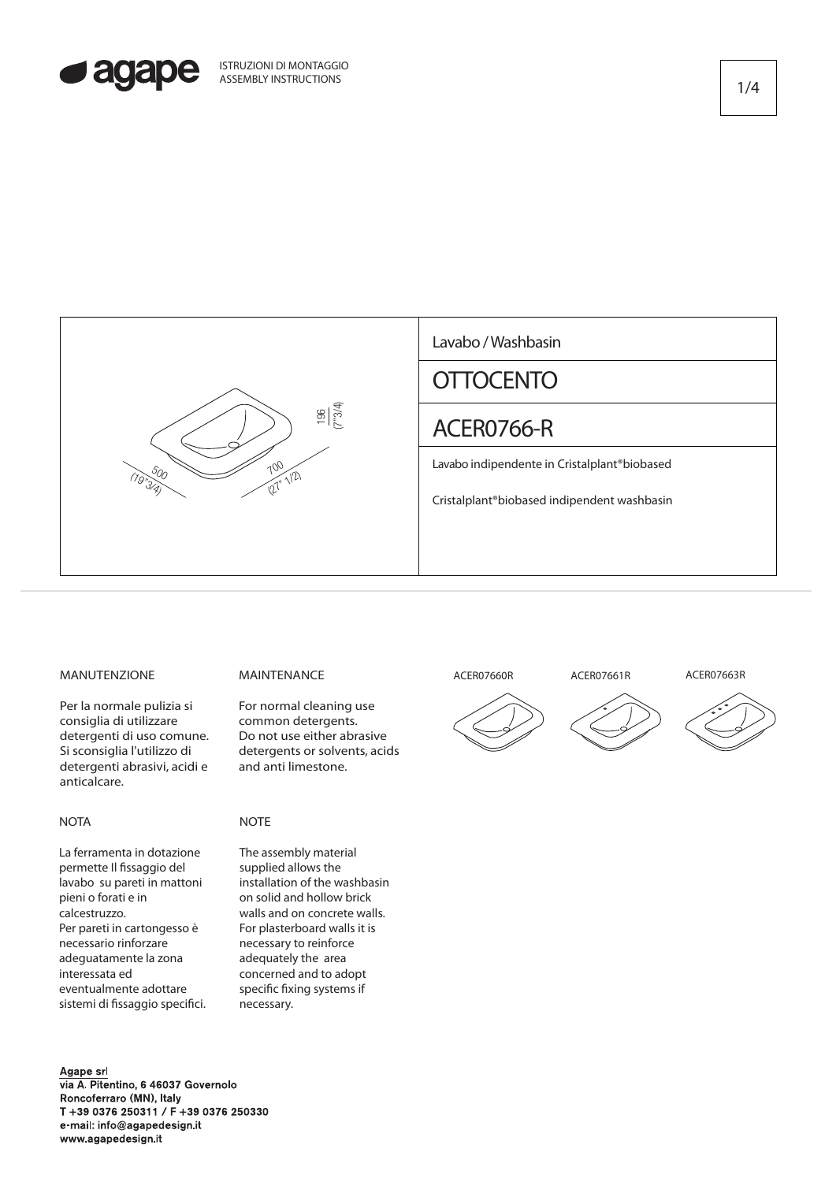ISTRUZIONI DI MONTAGGIO
ASSEMBLY INSTRUCTIONS

500 (19"3/4)

700 (27" 1/2)

196 (7"3/4)

Lavabo / Washbasin

# OTTOCENTO

# ACER0766-R

Lavabo indipendente in Cristalplant®biobased

Cristalplant®biobased indipendent washbasin

MANUTENZIONE

Per la normale pulizia si consiglia di utilizzare detergenti di uso comune. Si sconsiglia l'utilizzo di detergenti abrasivi, acidi e anticalcare.

NOTA

La ferramenta in dotazione permette Il fissaggio del lavabo su pareti in mattoni pieni o forati e in calcestruzzo.
Per pareti in cartongesso è necessario rinforzare adeguatamente la zona interessata ed eventualmente adottare sistemi di fissaggio specifici.

MAINTENANCE

For normal cleaning use common detergents.
Do not use either abrasive detergents or solvents, acids and anti limestone.

NOTE

The assembly material supplied allows the installation of the washbasin on solid and hollow brick walls and on concrete walls.
For plasterboard walls it is necessary to reinforce adequately the area concerned and to adopt specific fixing systems if necessary.

ACER07660R

ACER07661R

ACER07663R

Agape srl
via A. Pitentino, 6 46037 Governolo
Roncoferraro (MN), Italy
T +39 0376 250311 / F +39 0376 250330
e-mail: info@agapedesign.it
www.agapedesign.it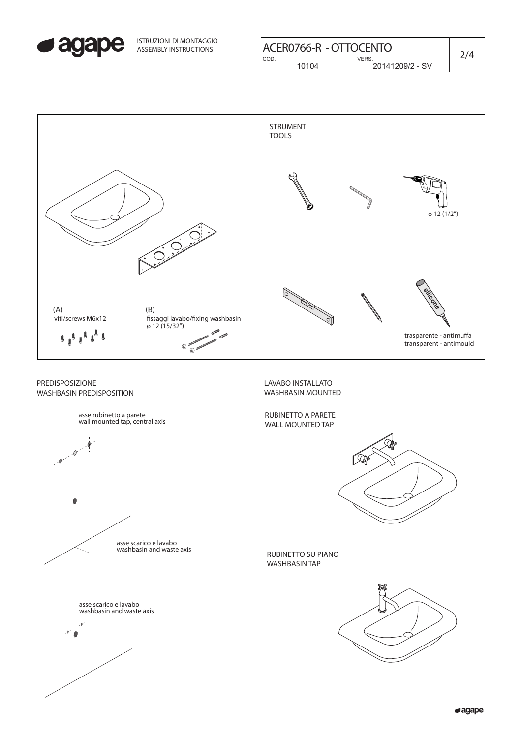ISTRUZIONI DI MONTAGGIO
ASSEMBLY INSTRUCTIONS

| ACER0766-R - OTTOCENTO | |
|---|---|
| COD. 10104 | VERS. 20141209/2 - SV |

(A)
viti/screws M6x12

(B)
fissaggi lavabo/fixing washbasin
ø 12 (15/32")

STRUMENTI
TOOLS

ø 12 (1/2")

silicone

trasparente - antimuffa
transparent - antimould

PREDISPOSIZIONE
WASHBASIN PREDISPOSITION

asse rubinetto a parete
wall mounted tap, central axis

asse scarico e lavabo
washbasin and waste axis

asse scarico e lavabo
washbasin and waste axis

LAVABO INSTALLATO
WASHBASIN MOUNTED

RUBINETTO A PARETE
WALL MOUNTED TAP

RUBINETTO SU PIANO
WASHBASIN TAP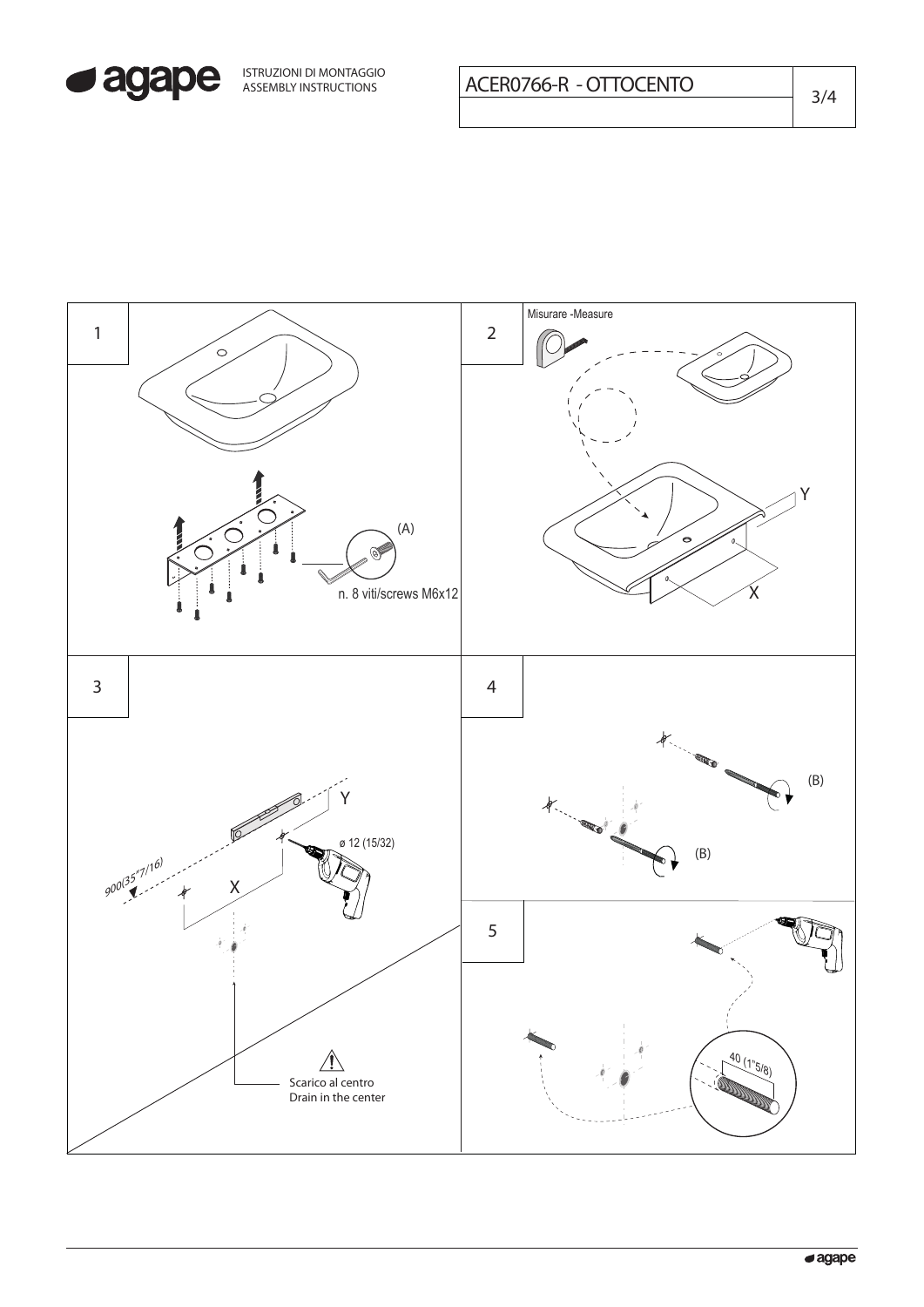ISTRUZIONI DI MONTAGGIO
ASSEMBLY INSTRUCTIONS

ACER0766-R - OTTOCENTO

1

(A)

n. 8 viti/screws M6x12

2

Misurare -Measure

Y

X

3

Y

ø 12 (15/32)

900(35"7/16)

X

Scarico al centro
Drain in the center

4

(B)

(B)

5

40 (1"5/8)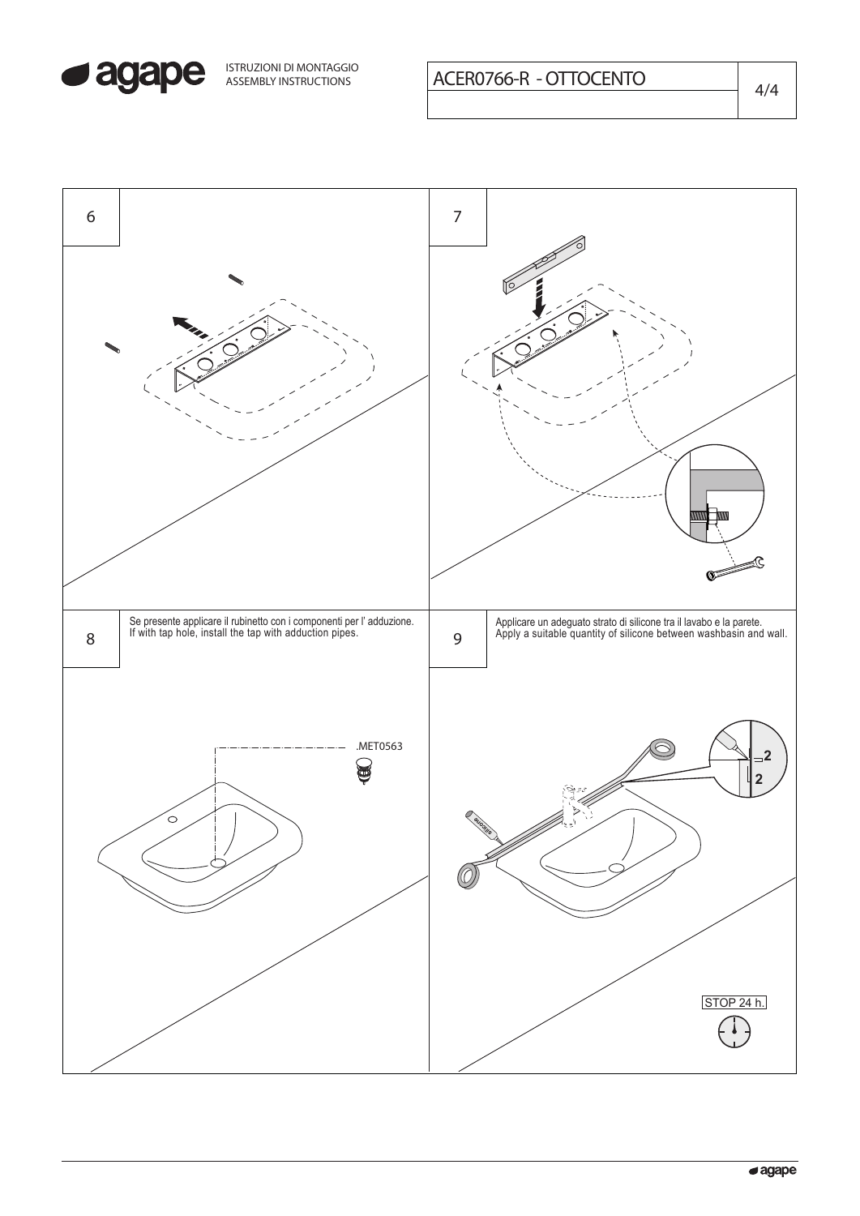ACER0766-R - OTTOCENTO

6

7

8

Se presente applicare il rubinetto con i componenti per l' adduzione.
If with tap hole, install the tap with adduction pipes.

.MET0563

9

Applicare un adeguato strato di silicone tra il lavabo e la parete.
Apply a suitable quantity of silicone between washbasin and wall.

2

2

STOP 24 h.